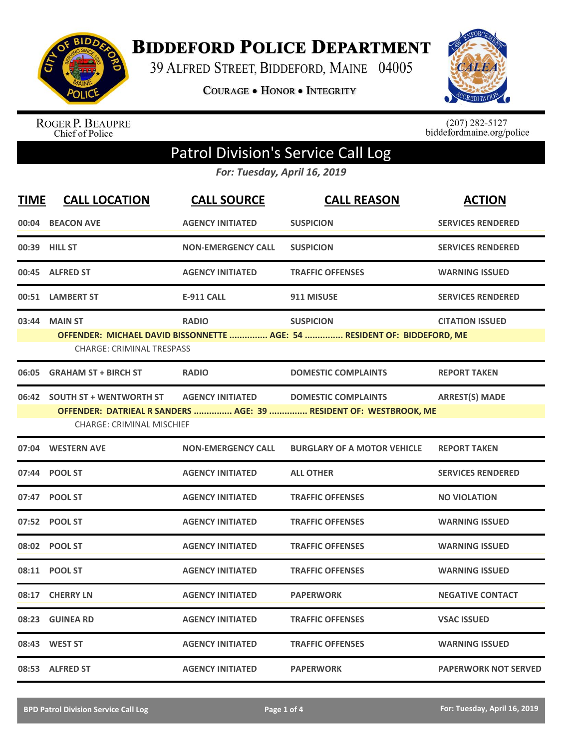# BIDDEFORD POLICE DEPARTMENT

39 ALFRED STREET, BIDDEFORD, MAINE 04005

COURAGE • HONOR • INTEGRITY

ROGER P. BEAUPRE
Chief of Police

(207) 282-5127
biddefordmaine.org/police

## Patrol Division's Service Call Log

*For: Tuesday, April 16, 2019*

| TIME | CALL LOCATION | CALL SOURCE | CALL REASON | ACTION |
|---|---|---|---|---|
| 00:04 | BEACON AVE | AGENCY INITIATED | SUSPICION | SERVICES RENDERED |
| 00:39 | HILL ST | NON-EMERGENCY CALL | SUSPICION | SERVICES RENDERED |
| 00:45 | ALFRED ST | AGENCY INITIATED | TRAFFIC OFFENSES | WARNING ISSUED |
| 00:51 | LAMBERT ST | E-911 CALL | 911 MISUSE | SERVICES RENDERED |
| 03:44 | MAIN ST | RADIO | SUSPICION | CITATION ISSUED |
| | OFFENDER: MICHAEL DAVID BISSONNETTE ............... AGE: 54 ............... RESIDENT OF: BIDDEFORD, ME | | | |
| | CHARGE: CRIMINAL TRESPASS | | | |
| 06:05 | GRAHAM ST + BIRCH ST | RADIO | DOMESTIC COMPLAINTS | REPORT TAKEN |
| 06:42 | SOUTH ST + WENTWORTH ST | AGENCY INITIATED | DOMESTIC COMPLAINTS | ARREST(S) MADE |
| | OFFENDER: DATRIEAL R SANDERS ............... AGE: 39 ............... RESIDENT OF: WESTBROOK, ME | | | |
| | CHARGE: CRIMINAL MISCHIEF | | | |
| 07:04 | WESTERN AVE | NON-EMERGENCY CALL | BURGLARY OF A MOTOR VEHICLE | REPORT TAKEN |
| 07:44 | POOL ST | AGENCY INITIATED | ALL OTHER | SERVICES RENDERED |
| 07:47 | POOL ST | AGENCY INITIATED | TRAFFIC OFFENSES | NO VIOLATION |
| 07:52 | POOL ST | AGENCY INITIATED | TRAFFIC OFFENSES | WARNING ISSUED |
| 08:02 | POOL ST | AGENCY INITIATED | TRAFFIC OFFENSES | WARNING ISSUED |
| 08:11 | POOL ST | AGENCY INITIATED | TRAFFIC OFFENSES | WARNING ISSUED |
| 08:17 | CHERRY LN | AGENCY INITIATED | PAPERWORK | NEGATIVE CONTACT |
| 08:23 | GUINEA RD | AGENCY INITIATED | TRAFFIC OFFENSES | VSAC ISSUED |
| 08:43 | WEST ST | AGENCY INITIATED | TRAFFIC OFFENSES | WARNING ISSUED |
| 08:53 | ALFRED ST | AGENCY INITIATED | PAPERWORK | PAPERWORK NOT SERVED |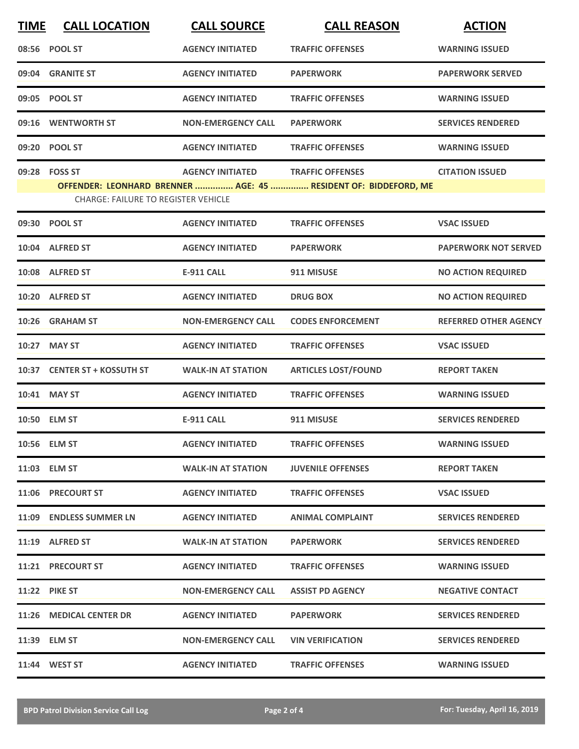| TIME | CALL LOCATION | CALL SOURCE | CALL REASON | ACTION |
|---|---|---|---|---|
| 08:56 | POOL ST | AGENCY INITIATED | TRAFFIC OFFENSES | WARNING ISSUED |
| 09:04 | GRANITE ST | AGENCY INITIATED | PAPERWORK | PAPERWORK SERVED |
| 09:05 | POOL ST | AGENCY INITIATED | TRAFFIC OFFENSES | WARNING ISSUED |
| 09:16 | WENTWORTH ST | NON-EMERGENCY CALL | PAPERWORK | SERVICES RENDERED |
| 09:20 | POOL ST | AGENCY INITIATED | TRAFFIC OFFENSES | WARNING ISSUED |
| 09:28 | FOSS ST | AGENCY INITIATED | TRAFFIC OFFENSES | CITATION ISSUED |
| | OFFENDER: LEONHARD BRENNER ............... AGE: 45 ............... RESIDENT OF: BIDDEFORD, ME | | | |
| | CHARGE: FAILURE TO REGISTER VEHICLE | | | |
| 09:30 | POOL ST | AGENCY INITIATED | TRAFFIC OFFENSES | VSAC ISSUED |
| 10:04 | ALFRED ST | AGENCY INITIATED | PAPERWORK | PAPERWORK NOT SERVED |
| 10:08 | ALFRED ST | E-911 CALL | 911 MISUSE | NO ACTION REQUIRED |
| 10:20 | ALFRED ST | AGENCY INITIATED | DRUG BOX | NO ACTION REQUIRED |
| 10:26 | GRAHAM ST | NON-EMERGENCY CALL | CODES ENFORCEMENT | REFERRED OTHER AGENCY |
| 10:27 | MAY ST | AGENCY INITIATED | TRAFFIC OFFENSES | VSAC ISSUED |
| 10:37 | CENTER ST + KOSSUTH ST | WALK-IN AT STATION | ARTICLES LOST/FOUND | REPORT TAKEN |
| 10:41 | MAY ST | AGENCY INITIATED | TRAFFIC OFFENSES | WARNING ISSUED |
| 10:50 | ELM ST | E-911 CALL | 911 MISUSE | SERVICES RENDERED |
| 10:56 | ELM ST | AGENCY INITIATED | TRAFFIC OFFENSES | WARNING ISSUED |
| 11:03 | ELM ST | WALK-IN AT STATION | JUVENILE OFFENSES | REPORT TAKEN |
| 11:06 | PRECOURT ST | AGENCY INITIATED | TRAFFIC OFFENSES | VSAC ISSUED |
| 11:09 | ENDLESS SUMMER LN | AGENCY INITIATED | ANIMAL COMPLAINT | SERVICES RENDERED |
| 11:19 | ALFRED ST | WALK-IN AT STATION | PAPERWORK | SERVICES RENDERED |
| 11:21 | PRECOURT ST | AGENCY INITIATED | TRAFFIC OFFENSES | WARNING ISSUED |
| 11:22 | PIKE ST | NON-EMERGENCY CALL | ASSIST PD AGENCY | NEGATIVE CONTACT |
| 11:26 | MEDICAL CENTER DR | AGENCY INITIATED | PAPERWORK | SERVICES RENDERED |
| 11:39 | ELM ST | NON-EMERGENCY CALL | VIN VERIFICATION | SERVICES RENDERED |
| 11:44 | WEST ST | AGENCY INITIATED | TRAFFIC OFFENSES | WARNING ISSUED |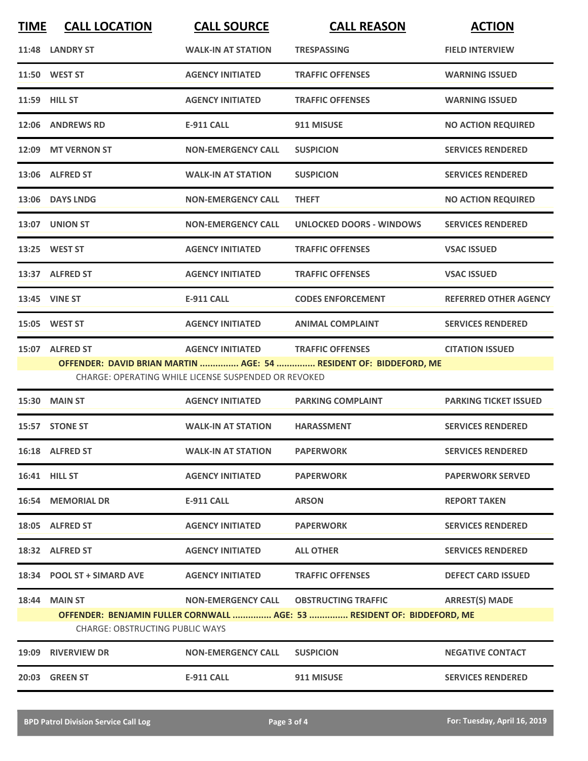| TIME | CALL LOCATION | CALL SOURCE | CALL REASON | ACTION |
|---|---|---|---|---|
| 11:48 | LANDRY ST | WALK-IN AT STATION | TRESPASSING | FIELD INTERVIEW |
| 11:50 | WEST ST | AGENCY INITIATED | TRAFFIC OFFENSES | WARNING ISSUED |
| 11:59 | HILL ST | AGENCY INITIATED | TRAFFIC OFFENSES | WARNING ISSUED |
| 12:06 | ANDREWS RD | E-911 CALL | 911 MISUSE | NO ACTION REQUIRED |
| 12:09 | MT VERNON ST | NON-EMERGENCY CALL | SUSPICION | SERVICES RENDERED |
| 13:06 | ALFRED ST | WALK-IN AT STATION | SUSPICION | SERVICES RENDERED |
| 13:06 | DAYS LNDG | NON-EMERGENCY CALL | THEFT | NO ACTION REQUIRED |
| 13:07 | UNION ST | NON-EMERGENCY CALL | UNLOCKED DOORS - WINDOWS | SERVICES RENDERED |
| 13:25 | WEST ST | AGENCY INITIATED | TRAFFIC OFFENSES | VSAC ISSUED |
| 13:37 | ALFRED ST | AGENCY INITIATED | TRAFFIC OFFENSES | VSAC ISSUED |
| 13:45 | VINE ST | E-911 CALL | CODES ENFORCEMENT | REFERRED OTHER AGENCY |
| 15:05 | WEST ST | AGENCY INITIATED | ANIMAL COMPLAINT | SERVICES RENDERED |
| 15:07 | ALFRED ST | AGENCY INITIATED | TRAFFIC OFFENSES | CITATION ISSUED |
| | OFFENDER: DAVID BRIAN MARTIN ............... AGE: 54 ............... RESIDENT OF: BIDDEFORD, ME | | | |
| | CHARGE: OPERATING WHILE LICENSE SUSPENDED OR REVOKED | | | |
| 15:30 | MAIN ST | AGENCY INITIATED | PARKING COMPLAINT | PARKING TICKET ISSUED |
| 15:57 | STONE ST | WALK-IN AT STATION | HARASSMENT | SERVICES RENDERED |
| 16:18 | ALFRED ST | WALK-IN AT STATION | PAPERWORK | SERVICES RENDERED |
| 16:41 | HILL ST | AGENCY INITIATED | PAPERWORK | PAPERWORK SERVED |
| 16:54 | MEMORIAL DR | E-911 CALL | ARSON | REPORT TAKEN |
| 18:05 | ALFRED ST | AGENCY INITIATED | PAPERWORK | SERVICES RENDERED |
| 18:32 | ALFRED ST | AGENCY INITIATED | ALL OTHER | SERVICES RENDERED |
| 18:34 | POOL ST + SIMARD AVE | AGENCY INITIATED | TRAFFIC OFFENSES | DEFECT CARD ISSUED |
| 18:44 | MAIN ST | NON-EMERGENCY CALL | OBSTRUCTING TRAFFIC | ARREST(S) MADE |
| | OFFENDER: BENJAMIN FULLER CORNWALL ............... AGE: 53 ............... RESIDENT OF: BIDDEFORD, ME | | | |
| | CHARGE: OBSTRUCTING PUBLIC WAYS | | | |
| 19:09 | RIVERVIEW DR | NON-EMERGENCY CALL | SUSPICION | NEGATIVE CONTACT |
| 20:03 | GREEN ST | E-911 CALL | 911 MISUSE | SERVICES RENDERED |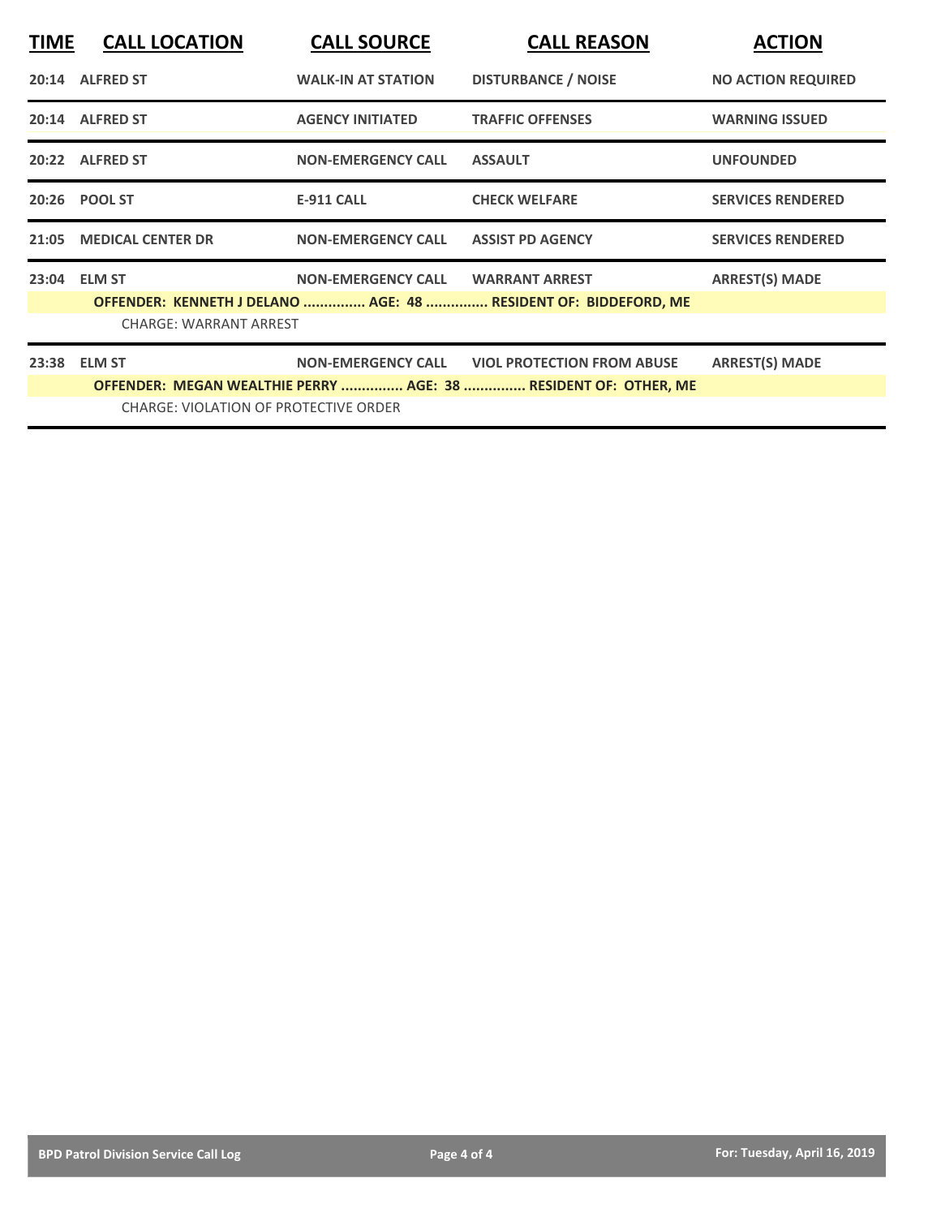| TIME | CALL LOCATION | CALL SOURCE | CALL REASON | ACTION |
| --- | --- | --- | --- | --- |
| 20:14 | ALFRED ST | WALK-IN AT STATION | DISTURBANCE / NOISE | NO ACTION REQUIRED |
| 20:14 | ALFRED ST | AGENCY INITIATED | TRAFFIC OFFENSES | WARNING ISSUED |
| 20:22 | ALFRED ST | NON-EMERGENCY CALL | ASSAULT | UNFOUNDED |
| 20:26 | POOL ST | E-911 CALL | CHECK WELFARE | SERVICES RENDERED |
| 21:05 | MEDICAL CENTER DR | NON-EMERGENCY CALL | ASSIST PD AGENCY | SERVICES RENDERED |
| 23:04 | ELM ST | NON-EMERGENCY CALL | WARRANT ARREST | ARREST(S) MADE |
| | OFFENDER: KENNETH J DELANO ............... AGE: 48 ............... RESIDENT OF: BIDDEFORD, ME | | | |
| | CHARGE: WARRANT ARREST | | | |
| 23:38 | ELM ST | NON-EMERGENCY CALL | VIOL PROTECTION FROM ABUSE | ARREST(S) MADE |
| | OFFENDER: MEGAN WEALTHIE PERRY ............... AGE: 38 ............... RESIDENT OF: OTHER, ME | | | |
| | CHARGE: VIOLATION OF PROTECTIVE ORDER | | | |